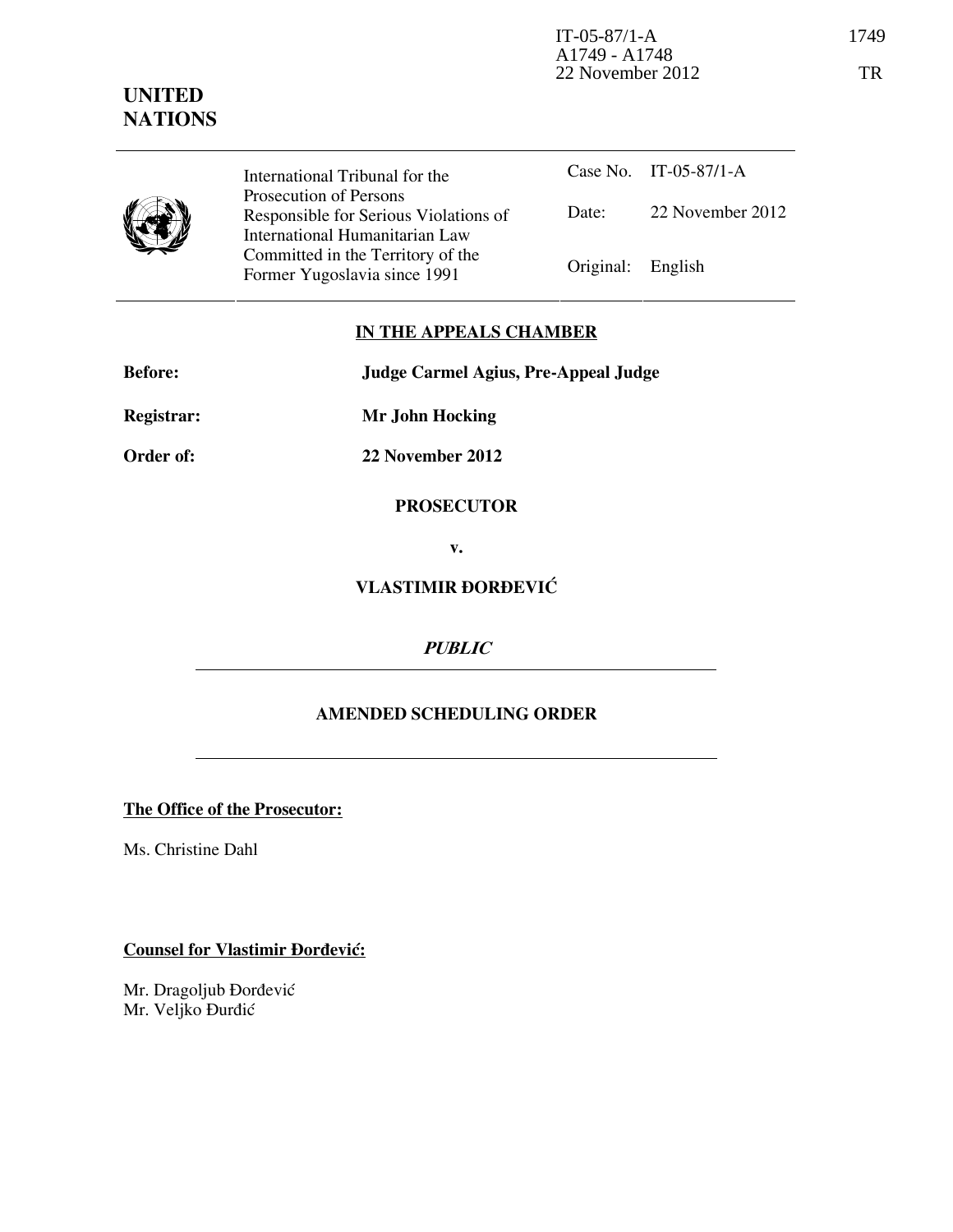IT-05-87/1-A
A1749 - A1748
22 November 2012

**UNITED NATIONS**

| International Tribunal for the Prosecution of Persons Responsible for Serious Violations of International Humanitarian Law Committed in the Territory of the Former Yugoslavia since 1991 | Case No. | IT-05-87/1-A |
|---|---|---|
| | Date: | 22 November 2012 |
| | Original: | English |

**IN THE APPEALS CHAMBER**

**Before:** **Judge Carmel Agius, Pre-Appeal Judge**

**Registrar:** **Mr John Hocking**

**Order of:** **22 November 2012**

**PROSECUTOR**

**v.**

**VLASTIMIR ĐORĐEVIĆ**

***PUBLIC***

**AMENDED SCHEDULING ORDER**

**The Office of the Prosecutor:**

Ms. Christine Dahl

**Counsel for Vlastimir Đorđević:**

Mr. Dragoljub Đorđević
Mr. Veljko Đurđić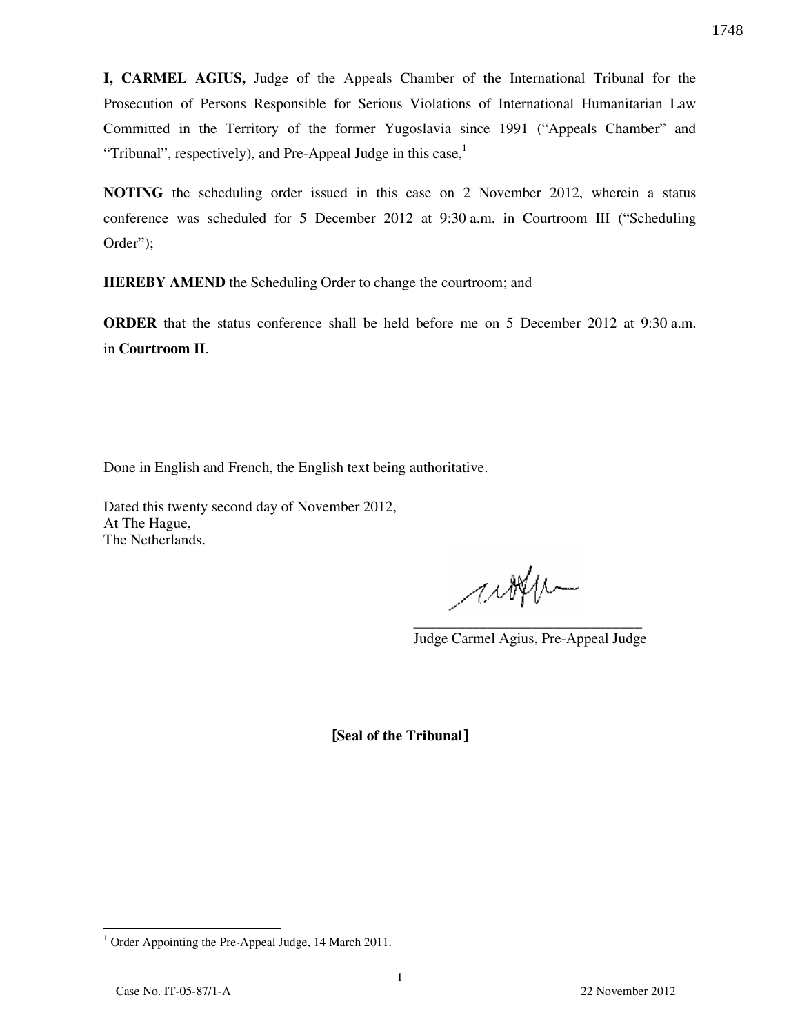**I, CARMEL AGIUS,** Judge of the Appeals Chamber of the International Tribunal for the Prosecution of Persons Responsible for Serious Violations of International Humanitarian Law Committed in the Territory of the former Yugoslavia since 1991 ("Appeals Chamber" and "Tribunal", respectively), and Pre-Appeal Judge in this case,[1]

**NOTING** the scheduling order issued in this case on 2 November 2012, wherein a status conference was scheduled for 5 December 2012 at 9:30 a.m. in Courtroom III ("Scheduling Order");

**HEREBY AMEND** the Scheduling Order to change the courtroom; and

**ORDER** that the status conference shall be held before me on 5 December 2012 at 9:30 a.m. in **Courtroom II**.

Done in English and French, the English text being authoritative.

Dated this twenty second day of November 2012,
At The Hague,
The Netherlands.

\_\_\_\_\_\_\_\_\_\_\_\_\_\_\_\_\_\_\_\_\_\_\_\_\_\_\_\_\_\_\_\_

Judge Carmel Agius, Pre-Appeal Judge

**[Seal of the Tribunal]**

[1] Order Appointing the Pre-Appeal Judge, 14 March 2011.

Case No. IT-05-87/1-A 22 November 2012